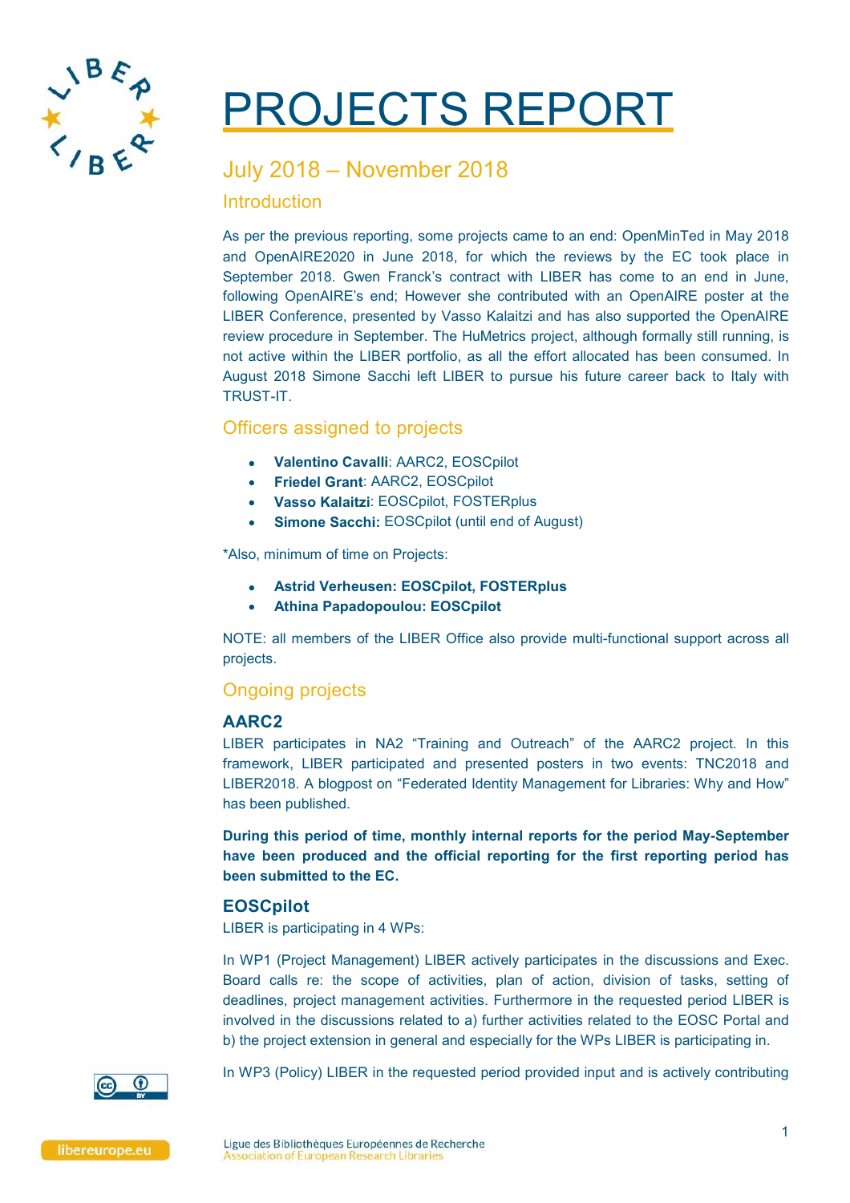# PROJECTS REPORT

## July 2018 – November 2018

### Introduction

As per the previous reporting, some projects came to an end: OpenMinTed in May 2018 and OpenAIRE2020 in June 2018, for which the reviews by the EC took place in September 2018. Gwen Franck's contract with LIBER has come to an end in June, following OpenAIRE's end; However she contributed with an OpenAIRE poster at the LIBER Conference, presented by Vasso Kalaitzi and has also supported the OpenAIRE review procedure in September. The HuMetrics project, although formally still running, is not active within the LIBER portfolio, as all the effort allocated has been consumed. In August 2018 Simone Sacchi left LIBER to pursue his future career back to Italy with TRUST-IT.

### Officers assigned to projects

- **Valentino Cavalli**: AARC2, EOSCpilot
- **Friedel Grant**: AARC2, EOSCpilot
- **Vasso Kalaitzi**: EOSCpilot, FOSTERplus
- **Simone Sacchi:** EOSCpilot (until end of August)

*Also, minimum of time on Projects:

- **Astrid Verheusen: EOSCpilot, FOSTERplus**
- **Athina Papadopoulou: EOSCpilot**

NOTE: all members of the LIBER Office also provide multi-functional support across all projects.

### Ongoing projects

#### AARC2

LIBER participates in NA2 "Training and Outreach" of the AARC2 project. In this framework, LIBER participated and presented posters in two events: TNC2018 and LIBER2018. A blogpost on "Federated Identity Management for Libraries: Why and How" has been published.

**During this period of time, monthly internal reports for the period May-September have been produced and the official reporting for the first reporting period has been submitted to the EC.**

#### EOSCpilot

LIBER is participating in 4 WPs:

In WP1 (Project Management) LIBER actively participates in the discussions and Exec. Board calls re: the scope of activities, plan of action, division of tasks, setting of deadlines, project management activities. Furthermore in the requested period LIBER is involved in the discussions related to a) further activities related to the EOSC Portal and b) the project extension in general and especially for the WPs LIBER is participating in.

In WP3 (Policy) LIBER in the requested period provided input and is actively contributing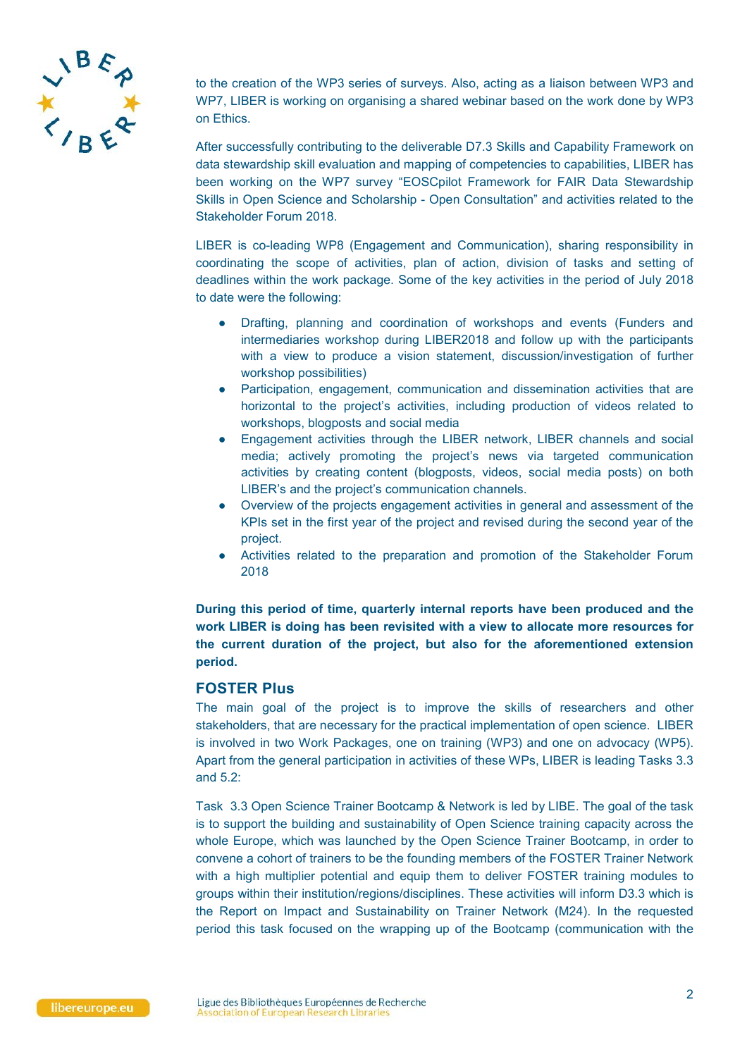to the creation of the WP3 series of surveys. Also, acting as a liaison between WP3 and WP7, LIBER is working on organising a shared webinar based on the work done by WP3 on Ethics.

After successfully contributing to the deliverable D7.3 Skills and Capability Framework on data stewardship skill evaluation and mapping of competencies to capabilities, LIBER has been working on the WP7 survey "EOSCpilot Framework for FAIR Data Stewardship Skills in Open Science and Scholarship - Open Consultation" and activities related to the Stakeholder Forum 2018.

LIBER is co-leading WP8 (Engagement and Communication), sharing responsibility in coordinating the scope of activities, plan of action, division of tasks and setting of deadlines within the work package. Some of the key activities in the period of July 2018 to date were the following:

- Drafting, planning and coordination of workshops and events (Funders and intermediaries workshop during LIBER2018 and follow up with the participants with a view to produce a vision statement, discussion/investigation of further workshop possibilities)
- Participation, engagement, communication and dissemination activities that are horizontal to the project's activities, including production of videos related to workshops, blogposts and social media
- Engagement activities through the LIBER network, LIBER channels and social media; actively promoting the project's news via targeted communication activities by creating content (blogposts, videos, social media posts) on both LIBER's and the project's communication channels.
- Overview of the projects engagement activities in general and assessment of the KPIs set in the first year of the project and revised during the second year of the project.
- Activities related to the preparation and promotion of the Stakeholder Forum 2018

**During this period of time, quarterly internal reports have been produced and the work LIBER is doing has been revisited with a view to allocate more resources for the current duration of the project, but also for the aforementioned extension period.**

## FOSTER Plus

The main goal of the project is to improve the skills of researchers and other stakeholders, that are necessary for the practical implementation of open science. LIBER is involved in two Work Packages, one on training (WP3) and one on advocacy (WP5). Apart from the general participation in activities of these WPs, LIBER is leading Tasks 3.3 and 5.2:

Task 3.3 Open Science Trainer Bootcamp & Network is led by LIBE. The goal of the task is to support the building and sustainability of Open Science training capacity across the whole Europe, which was launched by the Open Science Trainer Bootcamp, in order to convene a cohort of trainers to be the founding members of the FOSTER Trainer Network with a high multiplier potential and equip them to deliver FOSTER training modules to groups within their institution/regions/disciplines. These activities will inform D3.3 which is the Report on Impact and Sustainability on Trainer Network (M24). In the requested period this task focused on the wrapping up of the Bootcamp (communication with the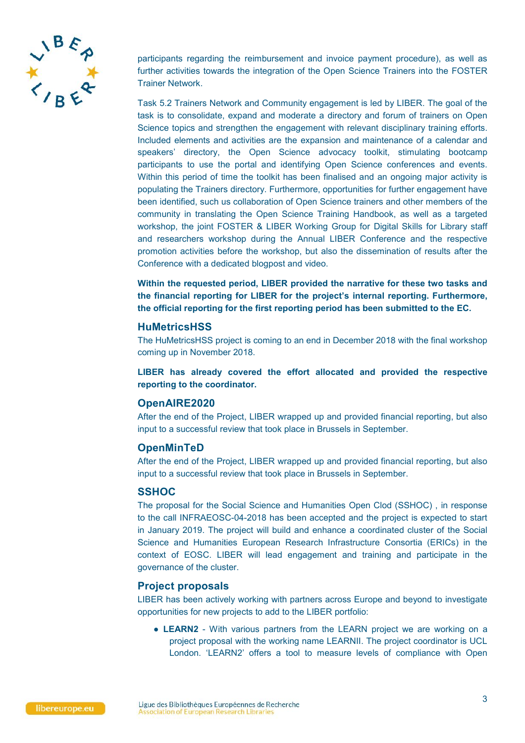participants regarding the reimbursement and invoice payment procedure), as well as further activities towards the integration of the Open Science Trainers into the FOSTER Trainer Network.

Task 5.2 Trainers Network and Community engagement is led by LIBER. The goal of the task is to consolidate, expand and moderate a directory and forum of trainers on Open Science topics and strengthen the engagement with relevant disciplinary training efforts. Included elements and activities are the expansion and maintenance of a calendar and speakers' directory, the Open Science advocacy toolkit, stimulating bootcamp participants to use the portal and identifying Open Science conferences and events. Within this period of time the toolkit has been finalised and an ongoing major activity is populating the Trainers directory. Furthermore, opportunities for further engagement have been identified, such us collaboration of Open Science trainers and other members of the community in translating the Open Science Training Handbook, as well as a targeted workshop, the joint FOSTER & LIBER Working Group for Digital Skills for Library staff and researchers workshop during the Annual LIBER Conference and the respective promotion activities before the workshop, but also the dissemination of results after the Conference with a dedicated blogpost and video.

**Within the requested period, LIBER provided the narrative for these two tasks and the financial reporting for LIBER for the project's internal reporting. Furthermore, the official reporting for the first reporting period has been submitted to the EC.**

## HuMetricsHSS

The HuMetricsHSS project is coming to an end in December 2018 with the final workshop coming up in November 2018.

**LIBER has already covered the effort allocated and provided the respective reporting to the coordinator.**

## OpenAIRE2020

After the end of the Project, LIBER wrapped up and provided financial reporting, but also input to a successful review that took place in Brussels in September.

## OpenMinTeD

After the end of the Project, LIBER wrapped up and provided financial reporting, but also input to a successful review that took place in Brussels in September.

## SSHOC

The proposal for the Social Science and Humanities Open Clod (SSHOC) , in response to the call INFRAEOSC-04-2018 has been accepted and the project is expected to start in January 2019. The project will build and enhance a coordinated cluster of the Social Science and Humanities European Research Infrastructure Consortia (ERICs) in the context of EOSC. LIBER will lead engagement and training and participate in the governance of the cluster.

## Project proposals

LIBER has been actively working with partners across Europe and beyond to investigate opportunities for new projects to add to the LIBER portfolio:

- **LEARN2** - With various partners from the LEARN project we are working on a project proposal with the working name LEARNII. The project coordinator is UCL London. 'LEARN2' offers a tool to measure levels of compliance with Open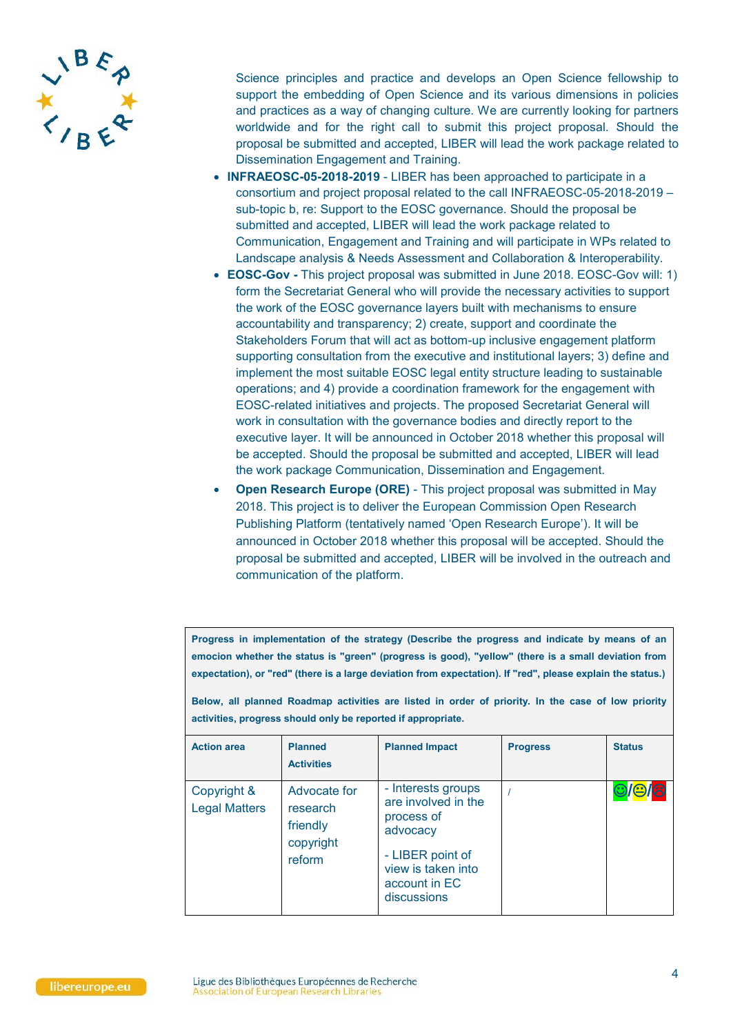Science principles and practice and develops an Open Science fellowship to support the embedding of Open Science and its various dimensions in policies and practices as a way of changing culture. We are currently looking for partners worldwide and for the right call to submit this project proposal. Should the proposal be submitted and accepted, LIBER will lead the work package related to Dissemination Engagement and Training.

- **INFRAEOSC-05-2018-2019** - LIBER has been approached to participate in a consortium and project proposal related to the call INFRAEOSC-05-2018-2019 – sub-topic b, re: Support to the EOSC governance. Should the proposal be submitted and accepted, LIBER will lead the work package related to Communication, Engagement and Training and will participate in WPs related to Landscape analysis & Needs Assessment and Collaboration & Interoperability.
- **EOSC-Gov -** This project proposal was submitted in June 2018. EOSC-Gov will: 1) form the Secretariat General who will provide the necessary activities to support the work of the EOSC governance layers built with mechanisms to ensure accountability and transparency; 2) create, support and coordinate the Stakeholders Forum that will act as bottom-up inclusive engagement platform supporting consultation from the executive and institutional layers; 3) define and implement the most suitable EOSC legal entity structure leading to sustainable operations; and 4) provide a coordination framework for the engagement with EOSC-related initiatives and projects. The proposed Secretariat General will work in consultation with the governance bodies and directly report to the executive layer. It will be announced in October 2018 whether this proposal will be accepted. Should the proposal be submitted and accepted, LIBER will lead the work package Communication, Dissemination and Engagement.
- **Open Research Europe (ORE)** - This project proposal was submitted in May 2018. This project is to deliver the European Commission Open Research Publishing Platform (tentatively named 'Open Research Europe'). It will be announced in October 2018 whether this proposal will be accepted. Should the proposal be submitted and accepted, LIBER will be involved in the outreach and communication of the platform.

| **Progress in implementation of the strategy (Describe the progress and indicate by means of an emocion whether the status is "green" (progress is good), "yellow" (there is a small deviation from expectation), or "red" (there is a large deviation from expectation). If "red", please explain the status.)**<br><br>**Below, all planned Roadmap activities are listed in order of priority. In the case of low priority activities, progress should only be reported if appropriate.** | | | | |
|---|---|---|---|---|
| **Action area** | **Planned Activities** | **Planned Impact** | **Progress** | **Status** |
| Copyright & Legal Matters | Advocate for research friendly copyright reform | - Interests groups are involved in the process of advocacy<br><br>- LIBER point of view is taken into account in EC discussions | / | 😊/😐/☹ |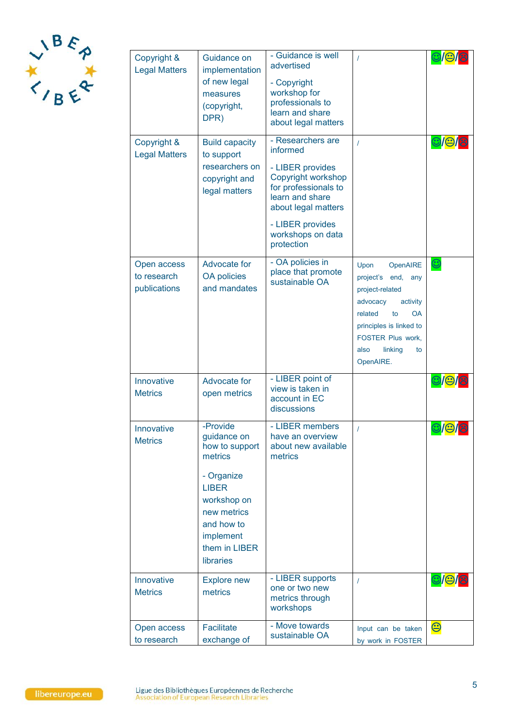| Copyright & Legal Matters | Guidance on implementation of new legal measures (copyright, DPR) | - Guidance is well advertised<br>- Copyright workshop for professionals to learn and share about legal matters | / | 😊/😐/😞 |
|---|---|---|---|---|
| Copyright & Legal Matters | Build capacity to support researchers on copyright and legal matters | - Researchers are informed<br>- LIBER provides Copyright workshop for professionals to learn and share about legal matters<br>- LIBER provides workshops on data protection | / | 😊/😐/😞 |
| Open access to research publications | Advocate for OA policies and mandates | - OA policies in place that promote sustainable OA | Upon OpenAIRE project's end, any project-related advocacy activity related to OA principles is linked to FOSTER Plus work, also linking to OpenAIRE. | 😊 |
| Innovative Metrics | Advocate for open metrics | - LIBER point of view is taken in account in EC discussions | | 😊/😐/😞 |
| Innovative Metrics | -Provide guidance on how to support metrics<br>- Organize LIBER workshop on new metrics and how to implement them in LIBER libraries | - LIBER members have an overview about new available metrics | / | 😊/😐/😞 |
| Innovative Metrics | Explore new metrics | - LIBER supports one or two new metrics through workshops | / | 😊/😐/😞 |
| Open access to research | Facilitate exchange of | - Move towards sustainable OA | Input can be taken by work in FOSTER | 😐 |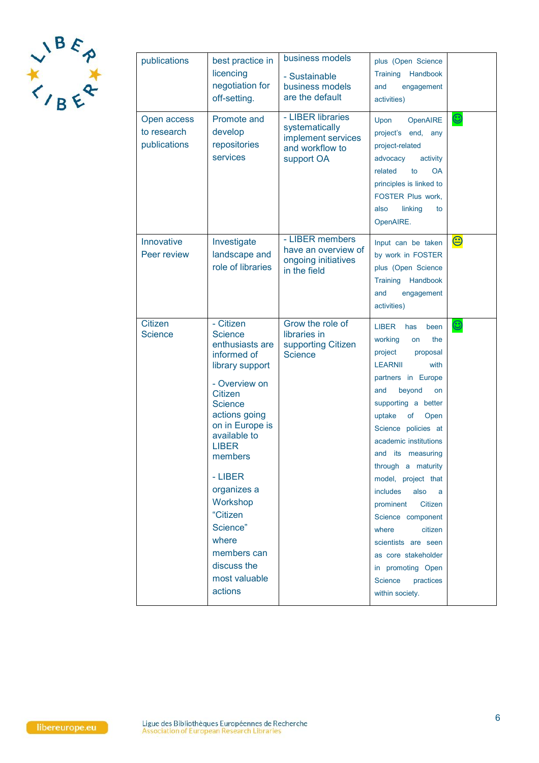| | | | | |
|---|---|---|---|---|
| publications | best practice in licencing negotiation for off-setting. | business models<br><br>- Sustainable business models are the default | plus (Open Science Training Handbook and engagement activities) | |
| Open access to research publications | Promote and develop repositories services | - LIBER libraries systematically implement services and workflow to support OA | Upon OpenAIRE project's end, any project-related advocacy activity related to OA principles is linked to FOSTER Plus work, also linking to OpenAIRE. | ☺ |
| Innovative Peer review | Investigate landscape and role of libraries | - LIBER members have an overview of ongoing initiatives in the field | Input can be taken by work in FOSTER plus (Open Science Training Handbook and engagement activities) | 😐 |
| Citizen Science | - Citizen Science enthusiasts are informed of library support<br><br>- Overview on Citizen Science actions going on in Europe is available to LIBER members<br><br>- LIBER organizes a Workshop "Citizen Science" where members can discuss the most valuable actions | Grow the role of libraries in supporting Citizen Science | LIBER has been working on the project proposal LEARNII with partners in Europe and beyond on supporting a better uptake of Open Science policies at academic institutions and its measuring through a maturity model, project that includes also a prominent Citizen Science component where citizen scientists are seen as core stakeholder in promoting Open Science practices within society. | ☺ |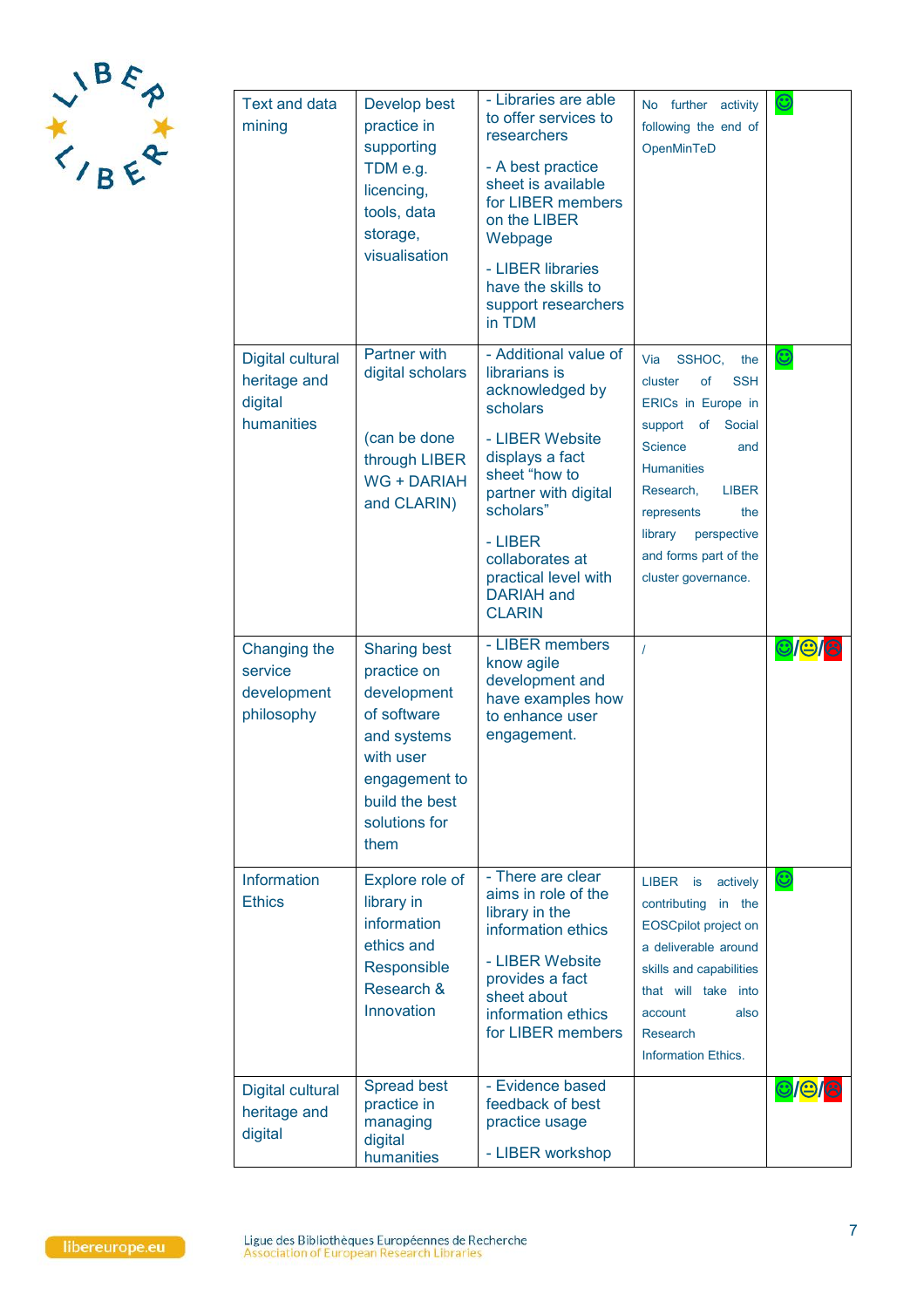| Text and data mining | Develop best practice in supporting TDM e.g. licencing, tools, data storage, visualisation | - Libraries are able to offer services to researchers<br><br>- A best practice sheet is available for LIBER members on the LIBER Webpage<br><br>- LIBER libraries have the skills to support researchers in TDM | No further activity following the end of OpenMinTeD | ☺ |
|---|---|---|---|---|
| Digital cultural heritage and digital humanities | Partner with digital scholars<br><br>(can be done through LIBER WG + DARIAH and CLARIN) | - Additional value of librarians is acknowledged by scholars<br><br>- LIBER Website displays a fact sheet "how to partner with digital scholars"<br><br>- LIBER collaborates at practical level with DARIAH and CLARIN | Via SSHOC, the cluster of SSH ERICs in Europe in support of Social Science and Humanities Research, LIBER represents the library perspective and forms part of the cluster governance. | ☺ |
| Changing the service development philosophy | Sharing best practice on development of software and systems with user engagement to build the best solutions for them | - LIBER members know agile development and have examples how to enhance user engagement. | / | ☺/😐/☹ |
| Information Ethics | Explore role of library in information ethics and Responsible Research & Innovation | - There are clear aims in role of the library in the information ethics<br><br>- LIBER Website provides a fact sheet about information ethics for LIBER members | LIBER is actively contributing in the EOSCpilot project on a deliverable around skills and capabilities that will take into account also Research Information Ethics. | ☺ |
| Digital cultural heritage and digital | Spread best practice in managing digital humanities | - Evidence based feedback of best practice usage<br><br>- LIBER workshop | | ☺/😐/☹ |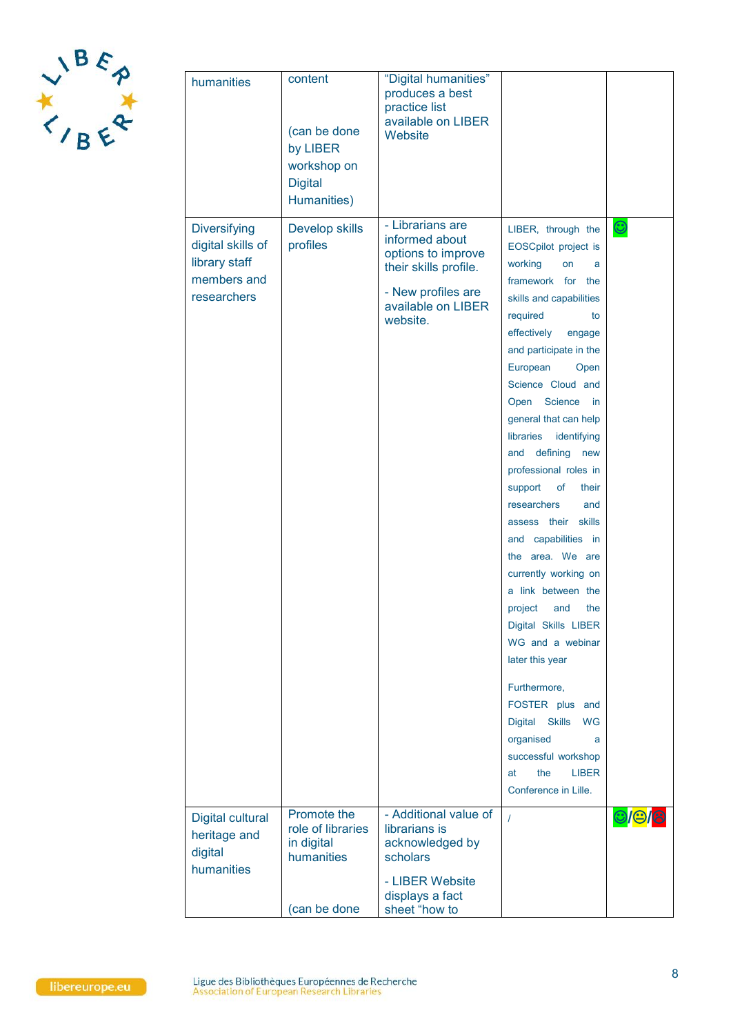| | | | | |
|---|---|---|---|---|
| humanities | content<br><br>(can be done by LIBER workshop on Digital Humanities) | "Digital humanities" produces a best practice list available on LIBER Website | | |
| Diversifying digital skills of library staff members and researchers | Develop skills profiles | - Librarians are informed about options to improve their skills profile.<br><br>- New profiles are available on LIBER website. | LIBER, through the EOSCpilot project is working on a framework for the skills and capabilities required to effectively engage and participate in the European Open Science Cloud and Open Science in general that can help libraries identifying and defining new professional roles in support of their researchers and assess their skills and capabilities in the area. We are currently working on a link between the project and the Digital Skills LIBER WG and a webinar later this year<br><br>Furthermore, FOSTER plus and Digital Skills WG organised a successful workshop at the LIBER Conference in Lille. | ☺ |
| Digital cultural heritage and digital humanities | Promote the role of libraries in digital humanities<br><br>(can be done | - Additional value of librarians is acknowledged by scholars<br><br>- LIBER Website displays a fact sheet "how to | / | ☺/😐/☹ |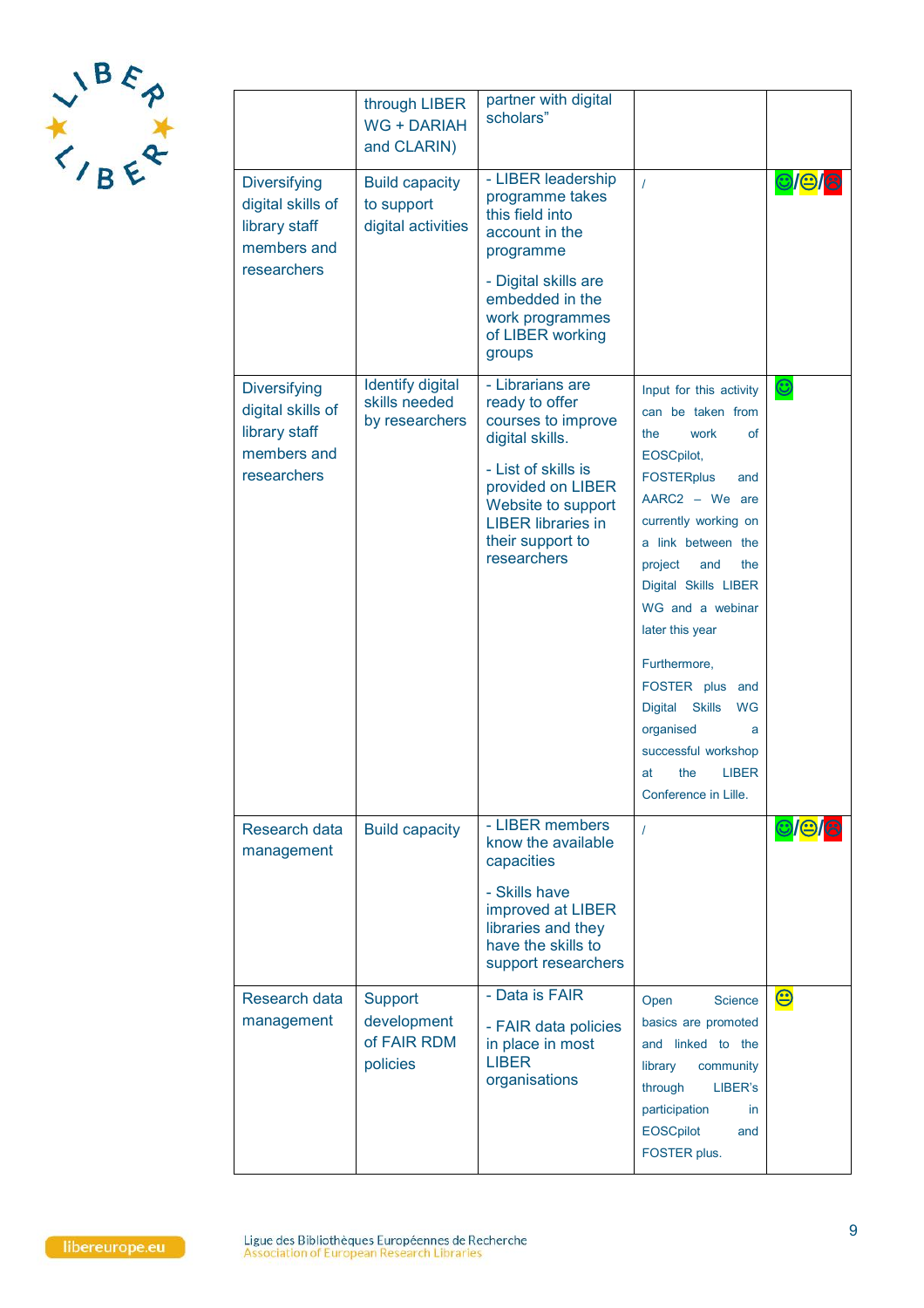| | through LIBER WG + DARIAH and CLARIN) | partner with digital scholars” | | |
|---|---|---|---|---|
| Diversifying digital skills of library staff members and researchers | Build capacity to support digital activities | - LIBER leadership programme takes this field into account in the programme<br><br>- Digital skills are embedded in the work programmes of LIBER working groups | / | 😊/😐/☹ |
| Diversifying digital skills of library staff members and researchers | Identify digital skills needed by researchers | - Librarians are ready to offer courses to improve digital skills.<br><br>- List of skills is provided on LIBER Website to support LIBER libraries in their support to researchers | Input for this activity can be taken from the work of EOSCpilot, FOSTERplus and AARC2 – We are currently working on a link between the project and the Digital Skills LIBER WG and a webinar later this year<br><br>Furthermore, FOSTER plus and Digital Skills WG organised a successful workshop at the LIBER Conference in Lille. | 😊 |
| Research data management | Build capacity | - LIBER members know the available capacities<br><br>- Skills have improved at LIBER libraries and they have the skills to support researchers | / | 😊/😐/☹ |
| Research data management | Support development of FAIR RDM policies | - Data is FAIR<br><br>- FAIR data policies in place in most LIBER organisations | Open Science basics are promoted and linked to the library community through LIBER's participation in EOSCpilot and FOSTER plus. | 😐 |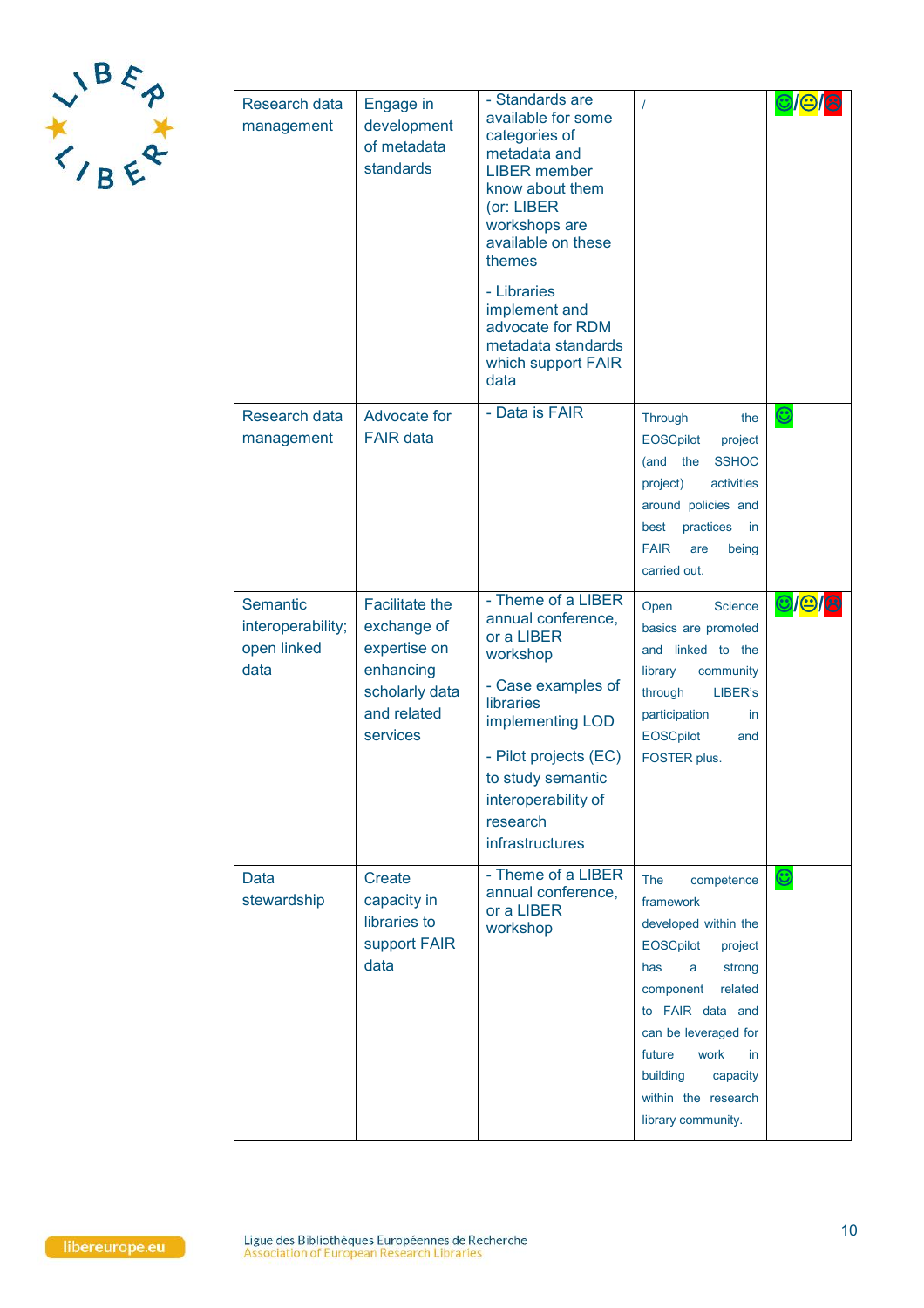| Research data management | Engage in development of metadata standards | - Standards are available for some categories of metadata and LIBER member know about them (or: LIBER workshops are available on these themes)<br><br>- Libraries implement and advocate for RDM metadata standards which support FAIR data | / | ☺/😐/☹ |
|---|---|---|---|---|
| Research data management | Advocate for FAIR data | - Data is FAIR | Through the EOSCpilot project (and the SSHOC project) activities around policies and best practices in FAIR are being carried out. | ☺ |
| Semantic interoperability; open linked data | Facilitate the exchange of expertise on enhancing scholarly data and related services | - Theme of a LIBER annual conference, or a LIBER workshop<br><br>- Case examples of libraries implementing LOD<br><br>- Pilot projects (EC) to study semantic interoperability of research infrastructures | Open Science basics are promoted and linked to the library community through LIBER's participation in EOSCpilot and FOSTER plus. | ☺/😐/☹ |
| Data stewardship | Create capacity in libraries to support FAIR data | - Theme of a LIBER annual conference, or a LIBER workshop | The competence framework developed within the EOSCpilot project has a strong component related to FAIR data and can be leveraged for future work in building capacity within the research library community. | ☺ |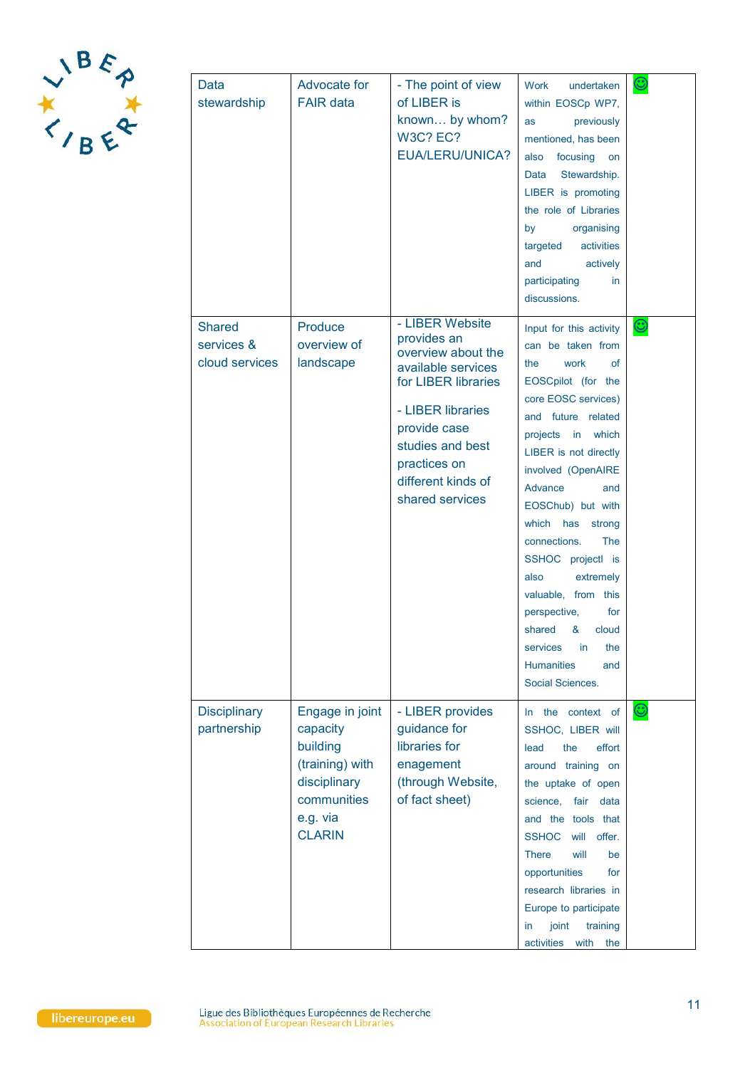| Data stewardship | Advocate for FAIR data | - The point of view of LIBER is known… by whom? W3C? EC? EUA/LERU/UNICA? | Work undertaken within EOSCp WP7, as previously mentioned, has been also focusing on Data Stewardship. LIBER is promoting the role of Libraries by organising targeted activities and actively participating in discussions. | ☺ |
|---|---|---|---|---|
| Shared services & cloud services | Produce overview of landscape | - LIBER Website provides an overview about the available services for LIBER libraries<br><br>- LIBER libraries provide case studies and best practices on different kinds of shared services | Input for this activity can be taken from the work of EOSCpilot (for the core EOSC services) and future related projects in which LIBER is not directly involved (OpenAIRE Advance and EOSChub) but with which has strong connections. The SSHOC projectl is also extremely valuable, from this perspective, for shared & cloud services in the Humanities and Social Sciences. | ☺ |
| Disciplinary partnership | Engage in joint capacity building (training) with disciplinary communities e.g. via CLARIN | - LIBER provides guidance for libraries for enagement (through Website, of fact sheet) | In the context of SSHOC, LIBER will lead the effort around training on the uptake of open science, fair data and the tools that SSHOC will offer. There will be opportunities for research libraries in Europe to participate in joint training activities with the | ☺ |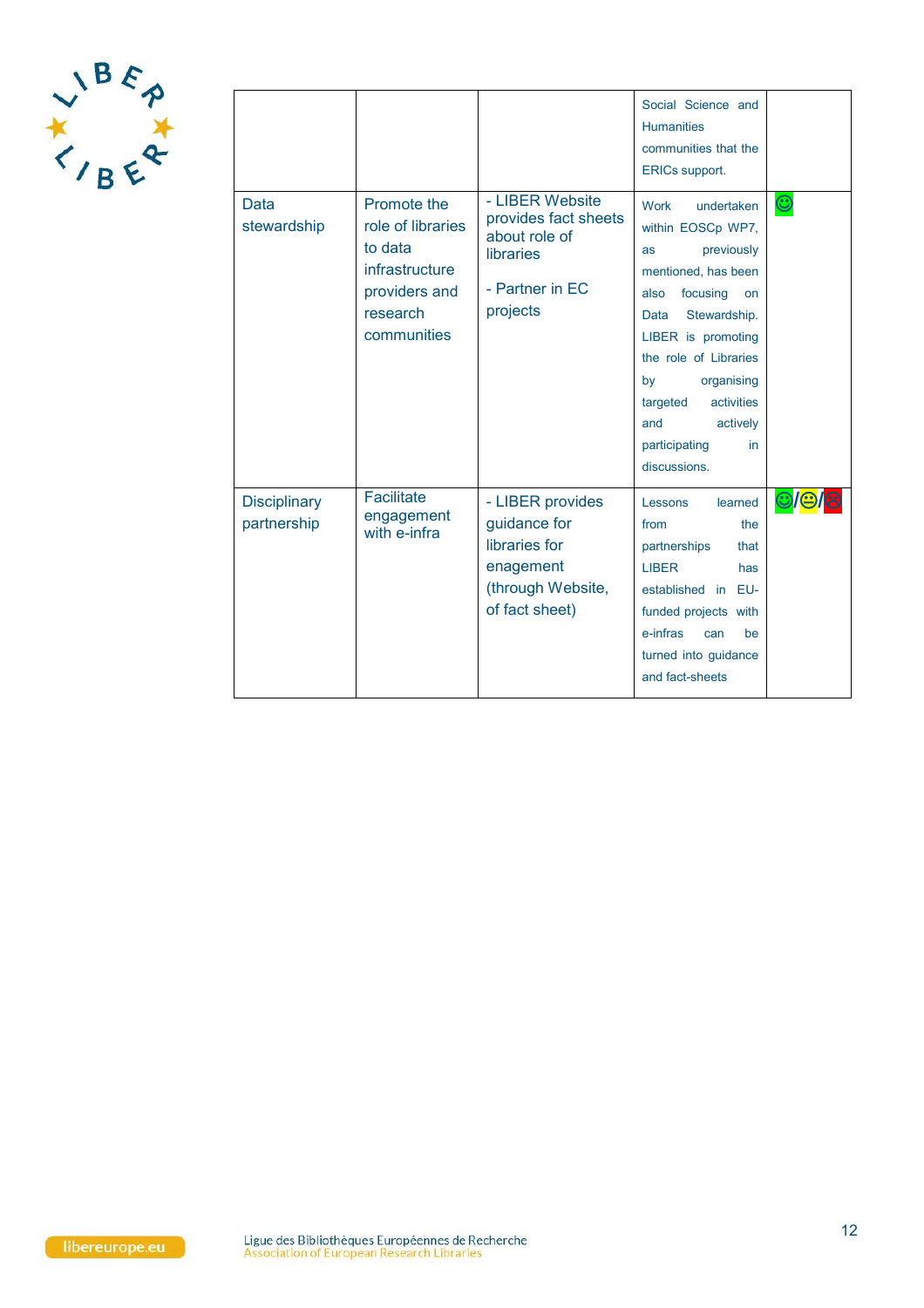| | | | | |
|---|---|---|---|---|
| | | | Social Science and Humanities communities that the ERICs support. | |
| Data stewardship | Promote the role of libraries to data infrastructure providers and research communities | - LIBER Website provides fact sheets about role of libraries<br><br>- Partner in EC projects | Work undertaken within EOSCp WP7, as previously mentioned, has been also focusing on Data Stewardship. LIBER is promoting the role of Libraries by organising targeted activities and actively participating in discussions. | ☺ |
| Disciplinary partnership | Facilitate engagement with e-infra | - LIBER provides guidance for libraries for engagement (through Website, of fact sheet) | Lessons learned from the partnerships that LIBER has established in EU-funded projects with e-infras can be turned into guidance and fact-sheets | ☺/😐/☹ |